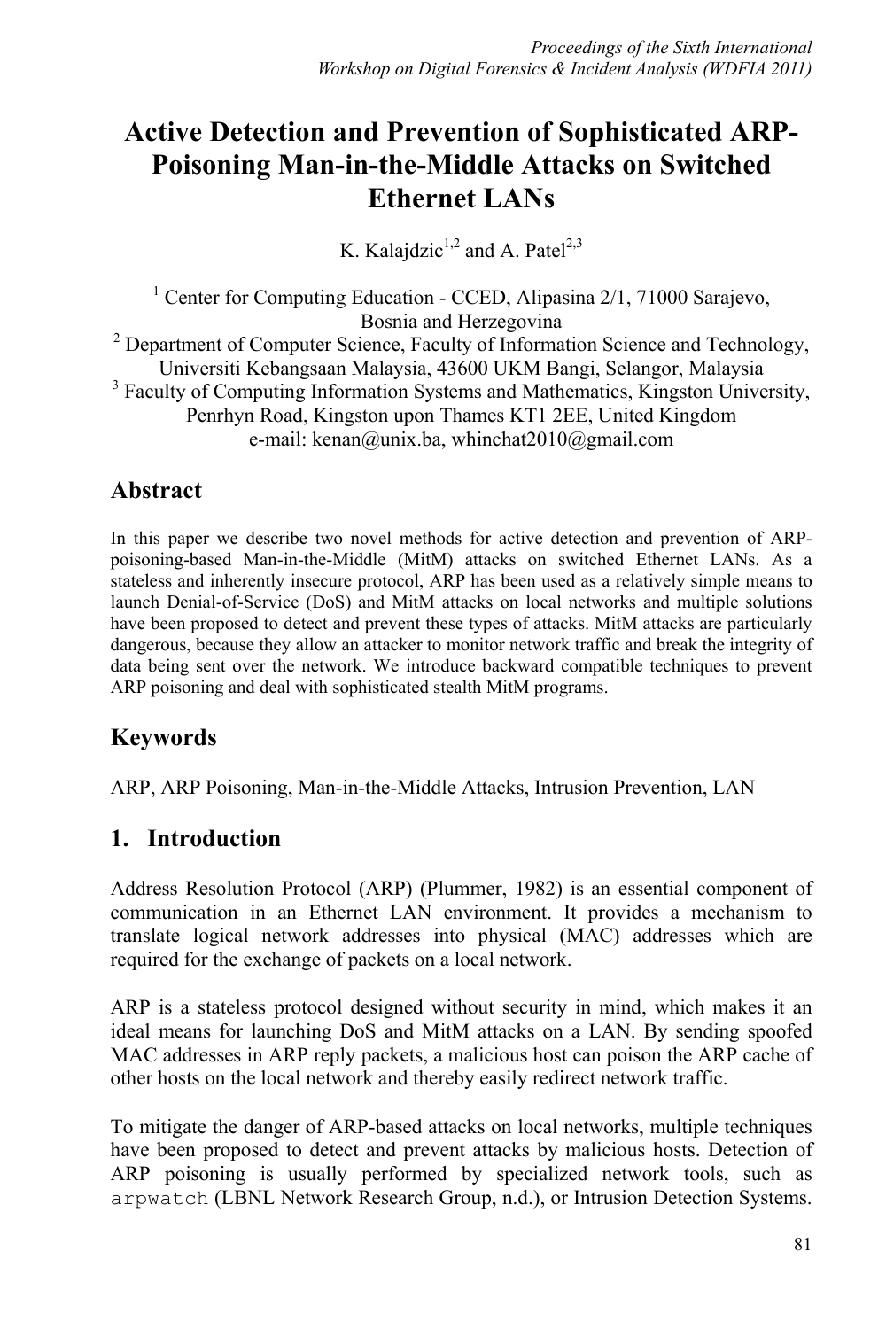# Active Detection and Prevention of Sophisticated ARP-Poisoning Man-in-the-Middle Attacks on Switched Ethernet LANs

K. Kalajdzic[1,2] and A. Patel[2,3]

[1] Center for Computing Education - CCED, Alipasina 2/1, 71000 Sarajevo, Bosnia and Herzegovina
[2] Department of Computer Science, Faculty of Information Science and Technology, Universiti Kebangsaan Malaysia, 43600 UKM Bangi, Selangor, Malaysia
[3] Faculty of Computing Information Systems and Mathematics, Kingston University, Penrhyn Road, Kingston upon Thames KT1 2EE, United Kingdom
e-mail: kenan@unix.ba, whinchat2010@gmail.com

## Abstract

In this paper we describe two novel methods for active detection and prevention of ARP-poisoning-based Man-in-the-Middle (MitM) attacks on switched Ethernet LANs. As a stateless and inherently insecure protocol, ARP has been used as a relatively simple means to launch Denial-of-Service (DoS) and MitM attacks on local networks and multiple solutions have been proposed to detect and prevent these types of attacks. MitM attacks are particularly dangerous, because they allow an attacker to monitor network traffic and break the integrity of data being sent over the network. We introduce backward compatible techniques to prevent ARP poisoning and deal with sophisticated stealth MitM programs.

## Keywords

ARP, ARP Poisoning, Man-in-the-Middle Attacks, Intrusion Prevention, LAN

## 1. Introduction

Address Resolution Protocol (ARP) (Plummer, 1982) is an essential component of communication in an Ethernet LAN environment. It provides a mechanism to translate logical network addresses into physical (MAC) addresses which are required for the exchange of packets on a local network.

ARP is a stateless protocol designed without security in mind, which makes it an ideal means for launching DoS and MitM attacks on a LAN. By sending spoofed MAC addresses in ARP reply packets, a malicious host can poison the ARP cache of other hosts on the local network and thereby easily redirect network traffic.

To mitigate the danger of ARP-based attacks on local networks, multiple techniques have been proposed to detect and prevent attacks by malicious hosts. Detection of ARP poisoning is usually performed by specialized network tools, such as `arpwatch` (LBNL Network Research Group, n.d.), or Intrusion Detection Systems.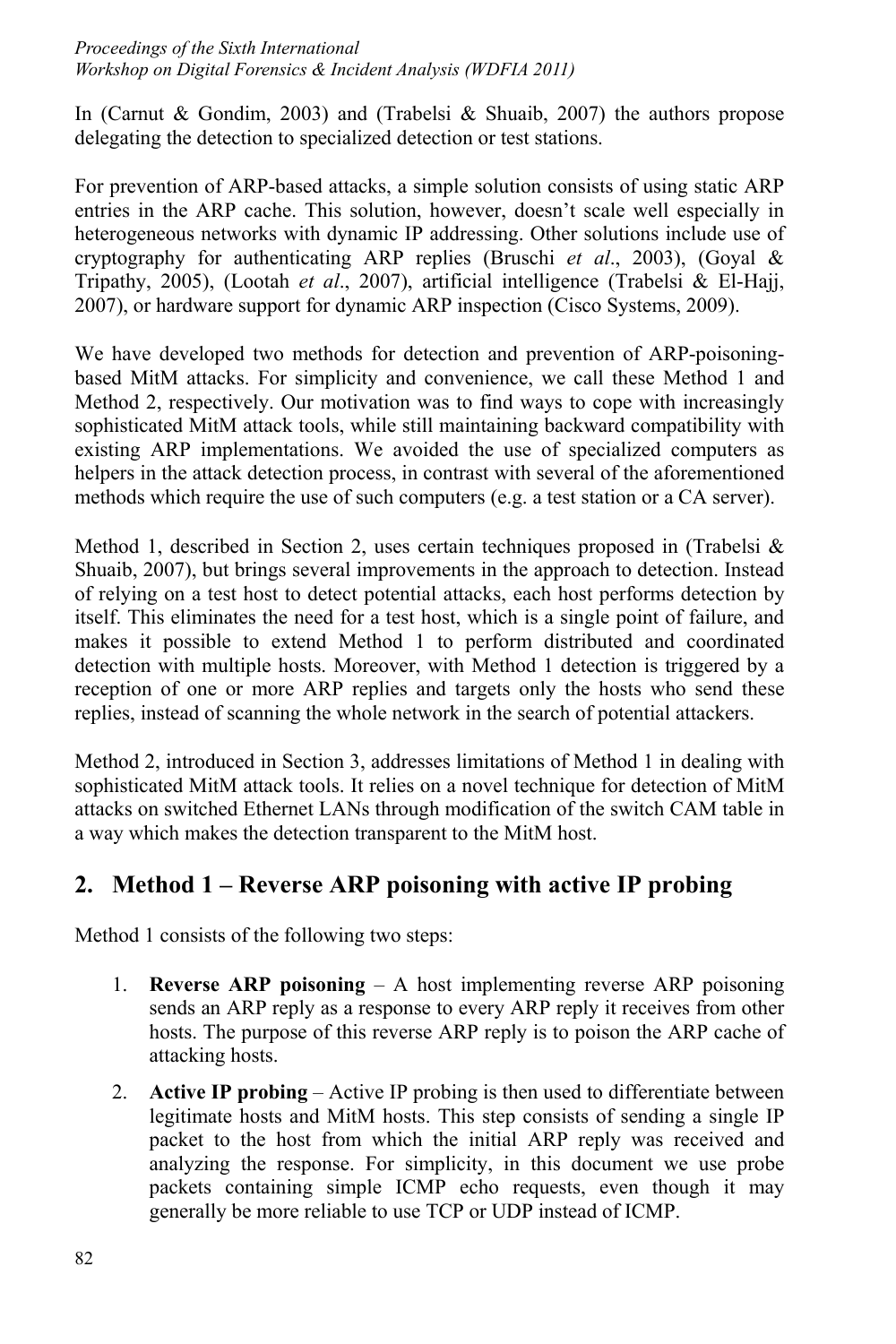In (Carnut & Gondim, 2003) and (Trabelsi & Shuaib, 2007) the authors propose delegating the detection to specialized detection or test stations.

For prevention of ARP-based attacks, a simple solution consists of using static ARP entries in the ARP cache. This solution, however, doesn't scale well especially in heterogeneous networks with dynamic IP addressing. Other solutions include use of cryptography for authenticating ARP replies (Bruschi *et al*., 2003), (Goyal & Tripathy, 2005), (Lootah *et al*., 2007), artificial intelligence (Trabelsi & El-Hajj, 2007), or hardware support for dynamic ARP inspection (Cisco Systems, 2009).

We have developed two methods for detection and prevention of ARP-poisoning-based MitM attacks. For simplicity and convenience, we call these Method 1 and Method 2, respectively. Our motivation was to find ways to cope with increasingly sophisticated MitM attack tools, while still maintaining backward compatibility with existing ARP implementations. We avoided the use of specialized computers as helpers in the attack detection process, in contrast with several of the aforementioned methods which require the use of such computers (e.g. a test station or a CA server).

Method 1, described in Section 2, uses certain techniques proposed in (Trabelsi & Shuaib, 2007), but brings several improvements in the approach to detection. Instead of relying on a test host to detect potential attacks, each host performs detection by itself. This eliminates the need for a test host, which is a single point of failure, and makes it possible to extend Method 1 to perform distributed and coordinated detection with multiple hosts. Moreover, with Method 1 detection is triggered by a reception of one or more ARP replies and targets only the hosts who send these replies, instead of scanning the whole network in the search of potential attackers.

Method 2, introduced in Section 3, addresses limitations of Method 1 in dealing with sophisticated MitM attack tools. It relies on a novel technique for detection of MitM attacks on switched Ethernet LANs through modification of the switch CAM table in a way which makes the detection transparent to the MitM host.

## 2. Method 1 – Reverse ARP poisoning with active IP probing

Method 1 consists of the following two steps:

1. **Reverse ARP poisoning** – A host implementing reverse ARP poisoning sends an ARP reply as a response to every ARP reply it receives from other hosts. The purpose of this reverse ARP reply is to poison the ARP cache of attacking hosts.
2. **Active IP probing** – Active IP probing is then used to differentiate between legitimate hosts and MitM hosts. This step consists of sending a single IP packet to the host from which the initial ARP reply was received and analyzing the response. For simplicity, in this document we use probe packets containing simple ICMP echo requests, even though it may generally be more reliable to use TCP or UDP instead of ICMP.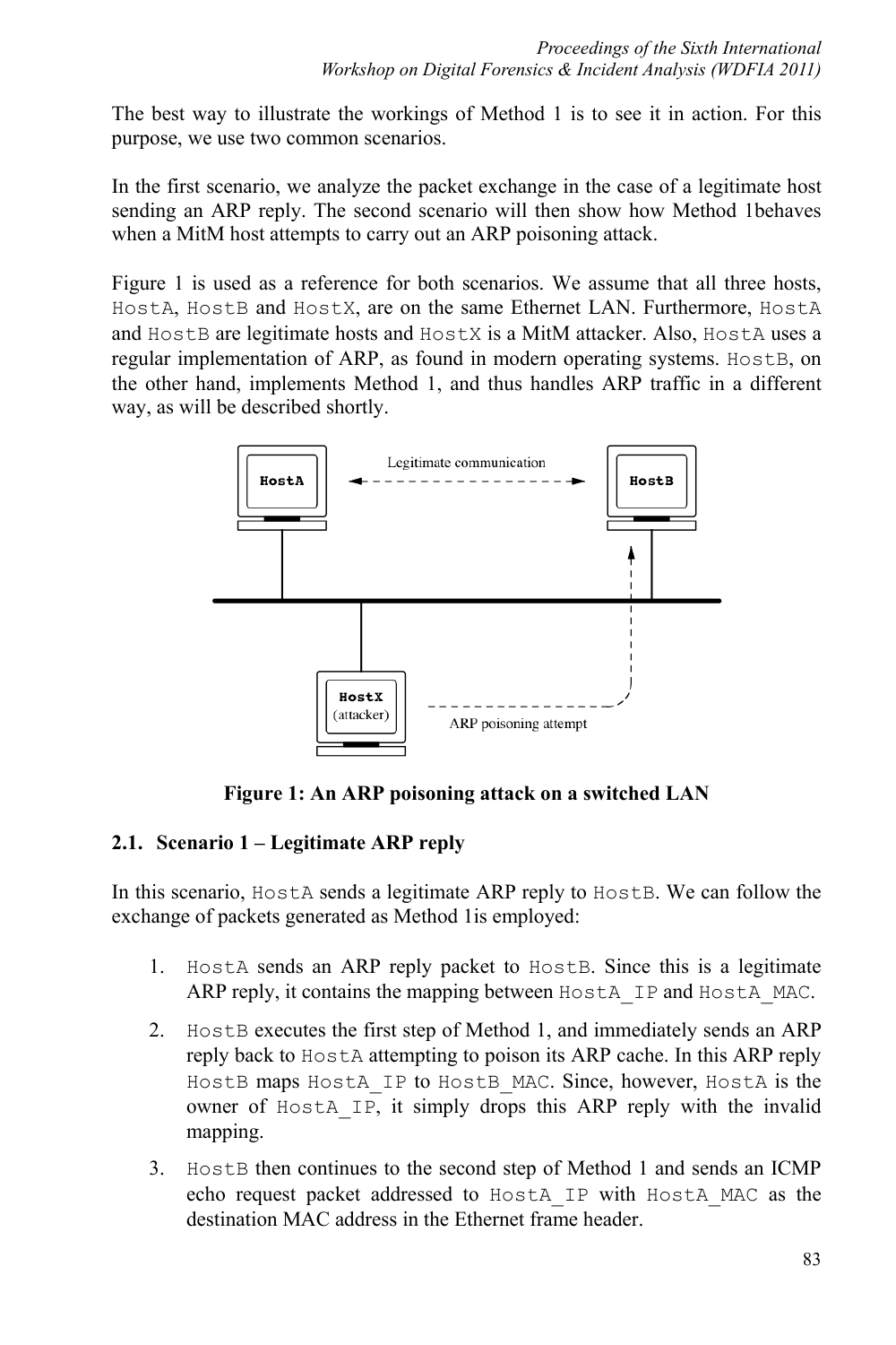The best way to illustrate the workings of Method 1 is to see it in action. For this purpose, we use two common scenarios.

In the first scenario, we analyze the packet exchange in the case of a legitimate host sending an ARP reply. The second scenario will then show how Method 1behaves when a MitM host attempts to carry out an ARP poisoning attack.

Figure 1 is used as a reference for both scenarios. We assume that all three hosts, HostA, HostB and HostX, are on the same Ethernet LAN. Furthermore, HostA and HostB are legitimate hosts and HostX is a MitM attacker. Also, HostA uses a regular implementation of ARP, as found in modern operating systems. HostB, on the other hand, implements Method 1, and thus handles ARP traffic in a different way, as will be described shortly.

**Figure 1: An ARP poisoning attack on a switched LAN**

## 2.1. Scenario 1 – Legitimate ARP reply

In this scenario, HostA sends a legitimate ARP reply to HostB. We can follow the exchange of packets generated as Method 1is employed:

1. HostA sends an ARP reply packet to HostB. Since this is a legitimate ARP reply, it contains the mapping between HostA_IP and HostA_MAC.
2. HostB executes the first step of Method 1, and immediately sends an ARP reply back to HostA attempting to poison its ARP cache. In this ARP reply HostB maps HostA_IP to HostB_MAC. Since, however, HostA is the owner of HostA_IP, it simply drops this ARP reply with the invalid mapping.
3. HostB then continues to the second step of Method 1 and sends an ICMP echo request packet addressed to HostA_IP with HostA_MAC as the destination MAC address in the Ethernet frame header.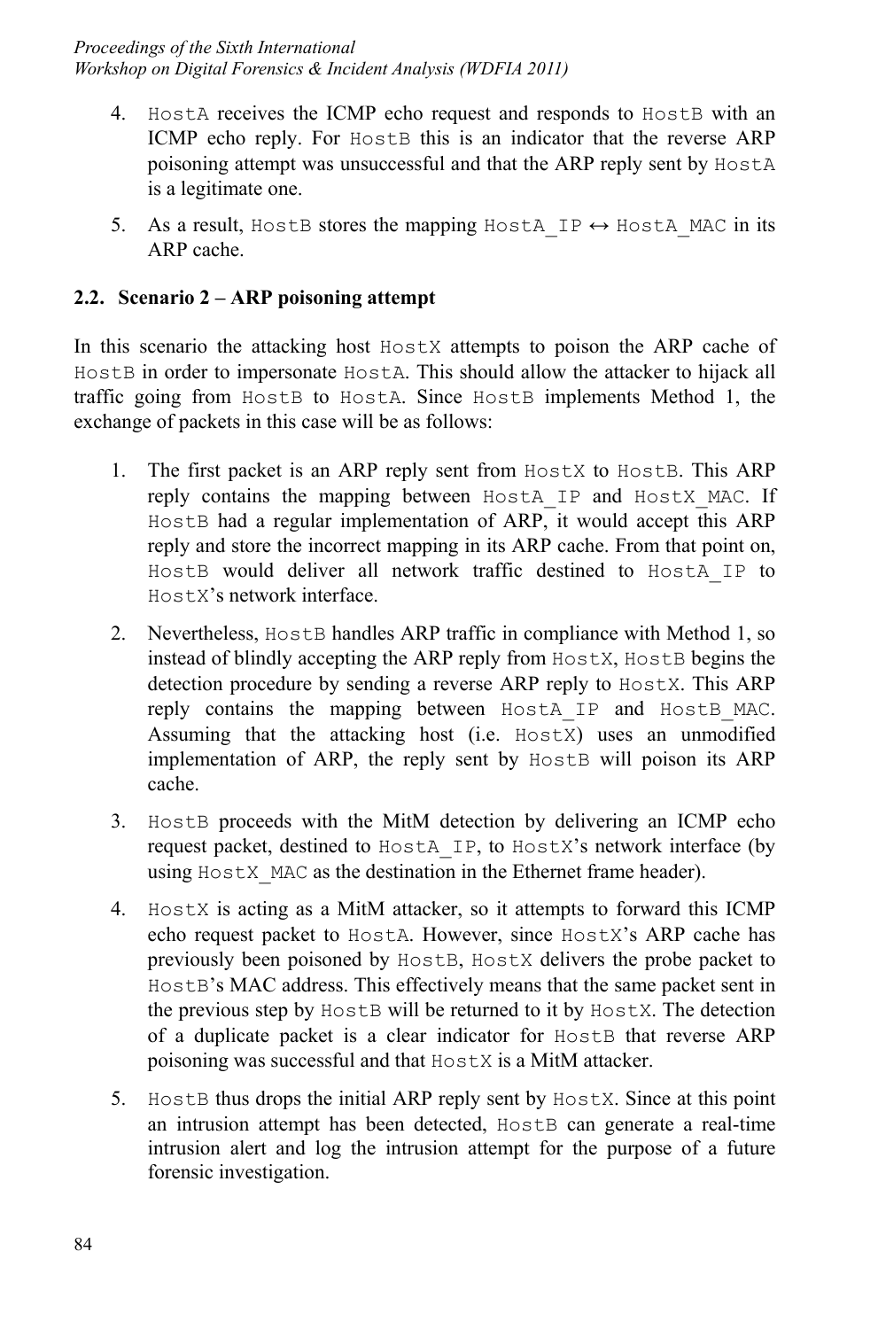4. HostA receives the ICMP echo request and responds to HostB with an ICMP echo reply. For HostB this is an indicator that the reverse ARP poisoning attempt was unsuccessful and that the ARP reply sent by HostA is a legitimate one.

5. As a result, HostB stores the mapping HostA_IP ↔ HostA_MAC in its ARP cache.

### 2.2. Scenario 2 – ARP poisoning attempt

In this scenario the attacking host HostX attempts to poison the ARP cache of HostB in order to impersonate HostA. This should allow the attacker to hijack all traffic going from HostB to HostA. Since HostB implements Method 1, the exchange of packets in this case will be as follows:

1. The first packet is an ARP reply sent from HostX to HostB. This ARP reply contains the mapping between HostA_IP and HostX_MAC. If HostB had a regular implementation of ARP, it would accept this ARP reply and store the incorrect mapping in its ARP cache. From that point on, HostB would deliver all network traffic destined to HostA_IP to HostX's network interface.

2. Nevertheless, HostB handles ARP traffic in compliance with Method 1, so instead of blindly accepting the ARP reply from HostX, HostB begins the detection procedure by sending a reverse ARP reply to HostX. This ARP reply contains the mapping between HostA_IP and HostB_MAC. Assuming that the attacking host (i.e. HostX) uses an unmodified implementation of ARP, the reply sent by HostB will poison its ARP cache.

3. HostB proceeds with the MitM detection by delivering an ICMP echo request packet, destined to HostA_IP, to HostX's network interface (by using HostX_MAC as the destination in the Ethernet frame header).

4. HostX is acting as a MitM attacker, so it attempts to forward this ICMP echo request packet to HostA. However, since HostX's ARP cache has previously been poisoned by HostB, HostX delivers the probe packet to HostB's MAC address. This effectively means that the same packet sent in the previous step by HostB will be returned to it by HostX. The detection of a duplicate packet is a clear indicator for HostB that reverse ARP poisoning was successful and that HostX is a MitM attacker.

5. HostB thus drops the initial ARP reply sent by HostX. Since at this point an intrusion attempt has been detected, HostB can generate a real-time intrusion alert and log the intrusion attempt for the purpose of a future forensic investigation.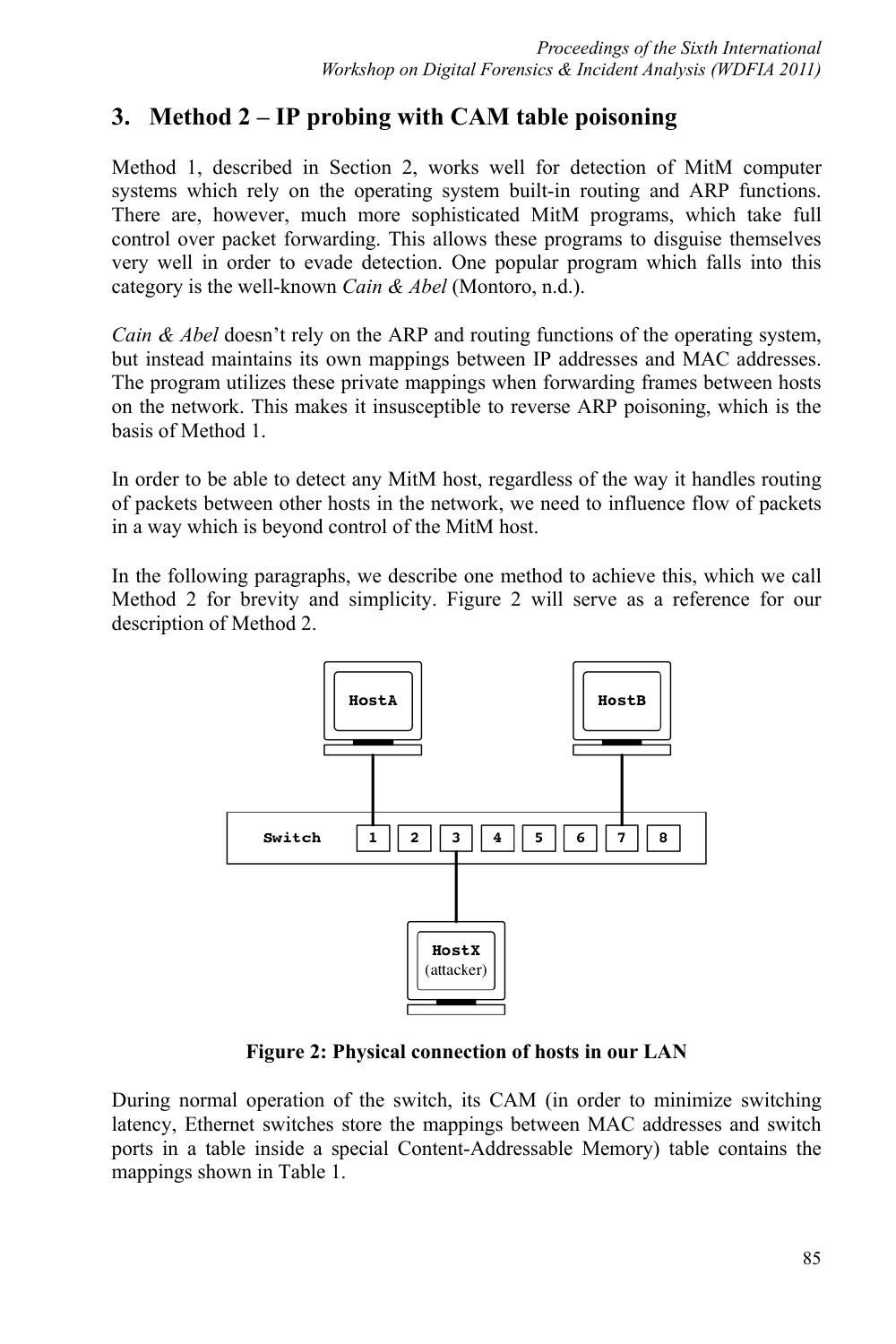## 3. Method 2 – IP probing with CAM table poisoning

Method 1, described in Section 2, works well for detection of MitM computer systems which rely on the operating system built-in routing and ARP functions. There are, however, much more sophisticated MitM programs, which take full control over packet forwarding. This allows these programs to disguise themselves very well in order to evade detection. One popular program which falls into this category is the well-known *Cain & Abel* (Montoro, n.d.).

*Cain & Abel* doesn't rely on the ARP and routing functions of the operating system, but instead maintains its own mappings between IP addresses and MAC addresses. The program utilizes these private mappings when forwarding frames between hosts on the network. This makes it insusceptible to reverse ARP poisoning, which is the basis of Method 1.

In order to be able to detect any MitM host, regardless of the way it handles routing of packets between other hosts in the network, we need to influence flow of packets in a way which is beyond control of the MitM host.

In the following paragraphs, we describe one method to achieve this, which we call Method 2 for brevity and simplicity. Figure 2 will serve as a reference for our description of Method 2.

**Figure 2: Physical connection of hosts in our LAN**

During normal operation of the switch, its CAM (in order to minimize switching latency, Ethernet switches store the mappings between MAC addresses and switch ports in a table inside a special Content-Addressable Memory) table contains the mappings shown in Table 1.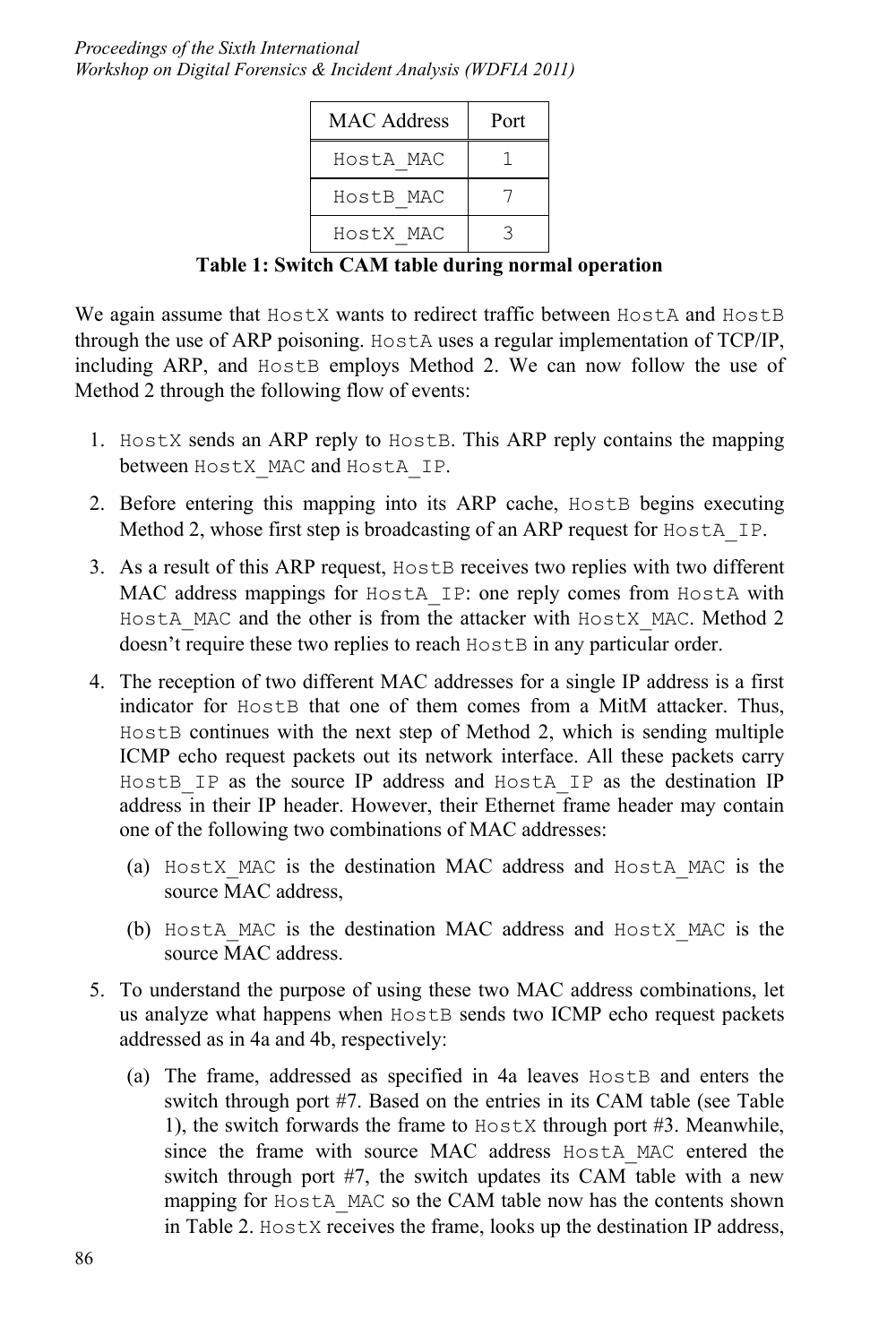| MAC Address | Port |
|---|---|
| HostA_MAC | 1 |
| HostB_MAC | 7 |
| HostX_MAC | 3 |

**Table 1: Switch CAM table during normal operation**

We again assume that HostX wants to redirect traffic between HostA and HostB through the use of ARP poisoning. HostA uses a regular implementation of TCP/IP, including ARP, and HostB employs Method 2. We can now follow the use of Method 2 through the following flow of events:

1. HostX sends an ARP reply to HostB. This ARP reply contains the mapping between HostX_MAC and HostA_IP.
2. Before entering this mapping into its ARP cache, HostB begins executing Method 2, whose first step is broadcasting of an ARP request for HostA_IP.
3. As a result of this ARP request, HostB receives two replies with two different MAC address mappings for HostA_IP: one reply comes from HostA with HostA_MAC and the other is from the attacker with HostX_MAC. Method 2 doesn't require these two replies to reach HostB in any particular order.
4. The reception of two different MAC addresses for a single IP address is a first indicator for HostB that one of them comes from a MitM attacker. Thus, HostB continues with the next step of Method 2, which is sending multiple ICMP echo request packets out its network interface. All these packets carry HostB_IP as the source IP address and HostA_IP as the destination IP address in their IP header. However, their Ethernet frame header may contain one of the following two combinations of MAC addresses:
   (a) HostX_MAC is the destination MAC address and HostA_MAC is the source MAC address,
   (b) HostA_MAC is the destination MAC address and HostX_MAC is the source MAC address.
5. To understand the purpose of using these two MAC address combinations, let us analyze what happens when HostB sends two ICMP echo request packets addressed as in 4a and 4b, respectively:
   (a) The frame, addressed as specified in 4a leaves HostB and enters the switch through port #7. Based on the entries in its CAM table (see Table 1), the switch forwards the frame to HostX through port #3. Meanwhile, since the frame with source MAC address HostA_MAC entered the switch through port #7, the switch updates its CAM table with a new mapping for HostA_MAC so the CAM table now has the contents shown in Table 2. HostX receives the frame, looks up the destination IP address,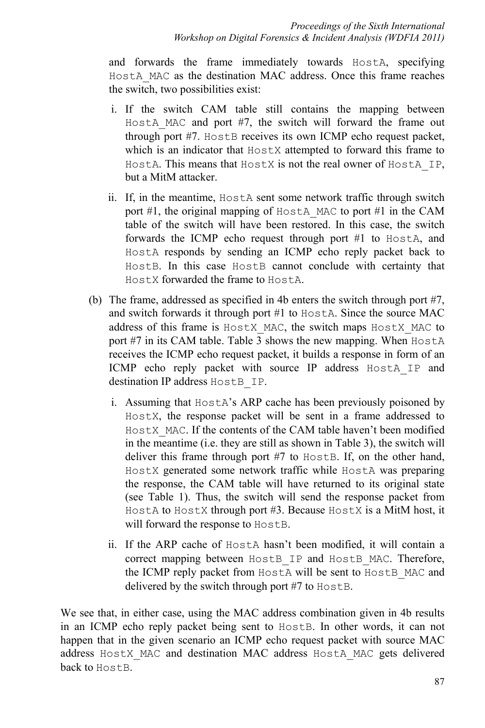and forwards the frame immediately towards HostA, specifying HostA_MAC as the destination MAC address. Once this frame reaches the switch, two possibilities exist:

i. If the switch CAM table still contains the mapping between HostA_MAC and port #7, the switch will forward the frame out through port #7. HostB receives its own ICMP echo request packet, which is an indicator that HostX attempted to forward this frame to HostA. This means that HostX is not the real owner of HostA_IP, but a MitM attacker.

ii. If, in the meantime, HostA sent some network traffic through switch port #1, the original mapping of HostA_MAC to port #1 in the CAM table of the switch will have been restored. In this case, the switch forwards the ICMP echo request through port #1 to HostA, and HostA responds by sending an ICMP echo reply packet back to HostB. In this case HostB cannot conclude with certainty that HostX forwarded the frame to HostA.

(b) The frame, addressed as specified in 4b enters the switch through port #7, and switch forwards it through port #1 to HostA. Since the source MAC address of this frame is HostX_MAC, the switch maps HostX_MAC to port #7 in its CAM table. Table 3 shows the new mapping. When HostA receives the ICMP echo request packet, it builds a response in form of an ICMP echo reply packet with source IP address HostA_IP and destination IP address HostB_IP.

i. Assuming that HostA's ARP cache has been previously poisoned by HostX, the response packet will be sent in a frame addressed to HostX_MAC. If the contents of the CAM table haven't been modified in the meantime (i.e. they are still as shown in Table 3), the switch will deliver this frame through port #7 to HostB. If, on the other hand, HostX generated some network traffic while HostA was preparing the response, the CAM table will have returned to its original state (see Table 1). Thus, the switch will send the response packet from HostA to HostX through port #3. Because HostX is a MitM host, it will forward the response to HostB.

ii. If the ARP cache of HostA hasn't been modified, it will contain a correct mapping between HostB_IP and HostB_MAC. Therefore, the ICMP reply packet from HostA will be sent to HostB_MAC and delivered by the switch through port #7 to HostB.

We see that, in either case, using the MAC address combination given in 4b results in an ICMP echo reply packet being sent to HostB. In other words, it can not happen that in the given scenario an ICMP echo request packet with source MAC address HostX_MAC and destination MAC address HostA_MAC gets delivered back to HostB.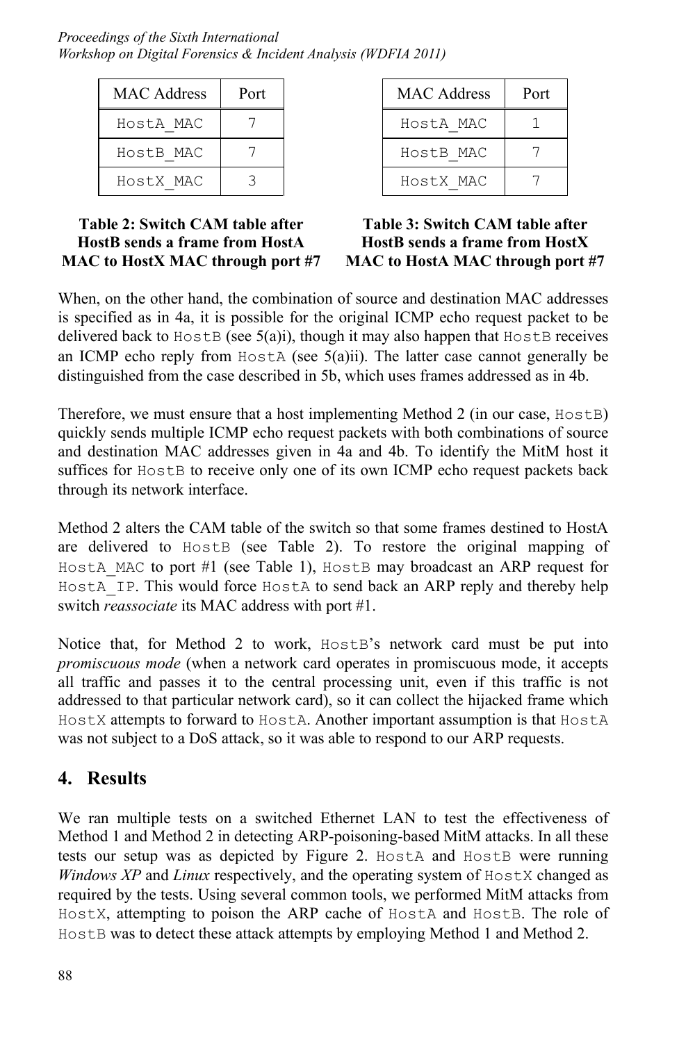| MAC Address | Port |
|---|---|
| HostA_MAC | 7 |
| HostB_MAC | 7 |
| HostX_MAC | 3 |

**Table 2: Switch CAM table after HostB sends a frame from HostA MAC to HostX MAC through port #7**

| MAC Address | Port |
|---|---|
| HostA_MAC | 1 |
| HostB_MAC | 7 |
| HostX_MAC | 7 |

**Table 3: Switch CAM table after HostB sends a frame from HostX MAC to HostA MAC through port #7**

When, on the other hand, the combination of source and destination MAC addresses is specified as in 4a, it is possible for the original ICMP echo request packet to be delivered back to HostB (see 5(a)i), though it may also happen that HostB receives an ICMP echo reply from HostA (see 5(a)ii). The latter case cannot generally be distinguished from the case described in 5b, which uses frames addressed as in 4b.

Therefore, we must ensure that a host implementing Method 2 (in our case, HostB) quickly sends multiple ICMP echo request packets with both combinations of source and destination MAC addresses given in 4a and 4b. To identify the MitM host it suffices for HostB to receive only one of its own ICMP echo request packets back through its network interface.

Method 2 alters the CAM table of the switch so that some frames destined to HostA are delivered to HostB (see Table 2). To restore the original mapping of HostA_MAC to port #1 (see Table 1), HostB may broadcast an ARP request for HostA_IP. This would force HostA to send back an ARP reply and thereby help switch *reassociate* its MAC address with port #1.

Notice that, for Method 2 to work, HostB's network card must be put into *promiscuous mode* (when a network card operates in promiscuous mode, it accepts all traffic and passes it to the central processing unit, even if this traffic is not addressed to that particular network card), so it can collect the hijacked frame which HostX attempts to forward to HostA. Another important assumption is that HostA was not subject to a DoS attack, so it was able to respond to our ARP requests.

## 4. Results

We ran multiple tests on a switched Ethernet LAN to test the effectiveness of Method 1 and Method 2 in detecting ARP-poisoning-based MitM attacks. In all these tests our setup was as depicted by Figure 2. HostA and HostB were running *Windows XP* and *Linux* respectively, and the operating system of HostX changed as required by the tests. Using several common tools, we performed MitM attacks from HostX, attempting to poison the ARP cache of HostA and HostB. The role of HostB was to detect these attack attempts by employing Method 1 and Method 2.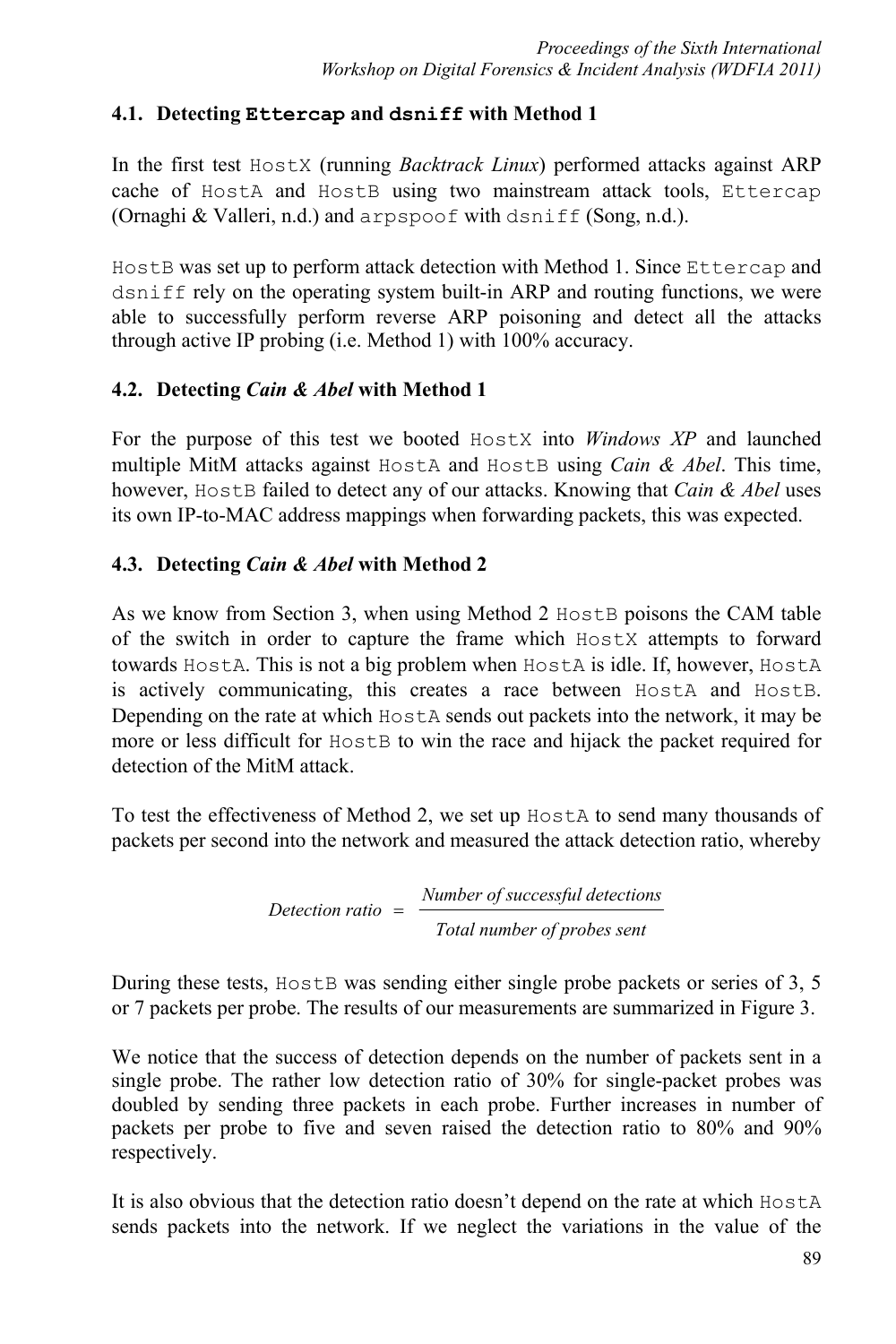### 4.1. Detecting `Ettercap` and `dsniff` with Method 1

In the first test `HostX` (running *Backtrack Linux*) performed attacks against ARP cache of `HostA` and `HostB` using two mainstream attack tools, `Ettercap` (Ornaghi & Valleri, n.d.) and `arpspoof` with `dsniff` (Song, n.d.).

`HostB` was set up to perform attack detection with Method 1. Since `Ettercap` and `dsniff` rely on the operating system built-in ARP and routing functions, we were able to successfully perform reverse ARP poisoning and detect all the attacks through active IP probing (i.e. Method 1) with 100% accuracy.

### 4.2. Detecting *Cain & Abel* with Method 1

For the purpose of this test we booted `HostX` into *Windows XP* and launched multiple MitM attacks against `HostA` and `HostB` using *Cain & Abel*. This time, however, `HostB` failed to detect any of our attacks. Knowing that *Cain & Abel* uses its own IP-to-MAC address mappings when forwarding packets, this was expected.

### 4.3. Detecting *Cain & Abel* with Method 2

As we know from Section 3, when using Method 2 `HostB` poisons the CAM table of the switch in order to capture the frame which `HostX` attempts to forward towards `HostA`. This is not a big problem when `HostA` is idle. If, however, `HostA` is actively communicating, this creates a race between `HostA` and `HostB`. Depending on the rate at which `HostA` sends out packets into the network, it may be more or less difficult for `HostB` to win the race and hijack the packet required for detection of the MitM attack.

To test the effectiveness of Method 2, we set up `HostA` to send many thousands of packets per second into the network and measured the attack detection ratio, whereby

$$\textit{Detection ratio} = \frac{\textit{Number of successful detections}}{\textit{Total number of probes sent}}$$

During these tests, `HostB` was sending either single probe packets or series of 3, 5 or 7 packets per probe. The results of our measurements are summarized in Figure 3.

We notice that the success of detection depends on the number of packets sent in a single probe. The rather low detection ratio of 30% for single-packet probes was doubled by sending three packets in each probe. Further increases in number of packets per probe to five and seven raised the detection ratio to 80% and 90% respectively.

It is also obvious that the detection ratio doesn't depend on the rate at which `HostA` sends packets into the network. If we neglect the variations in the value of the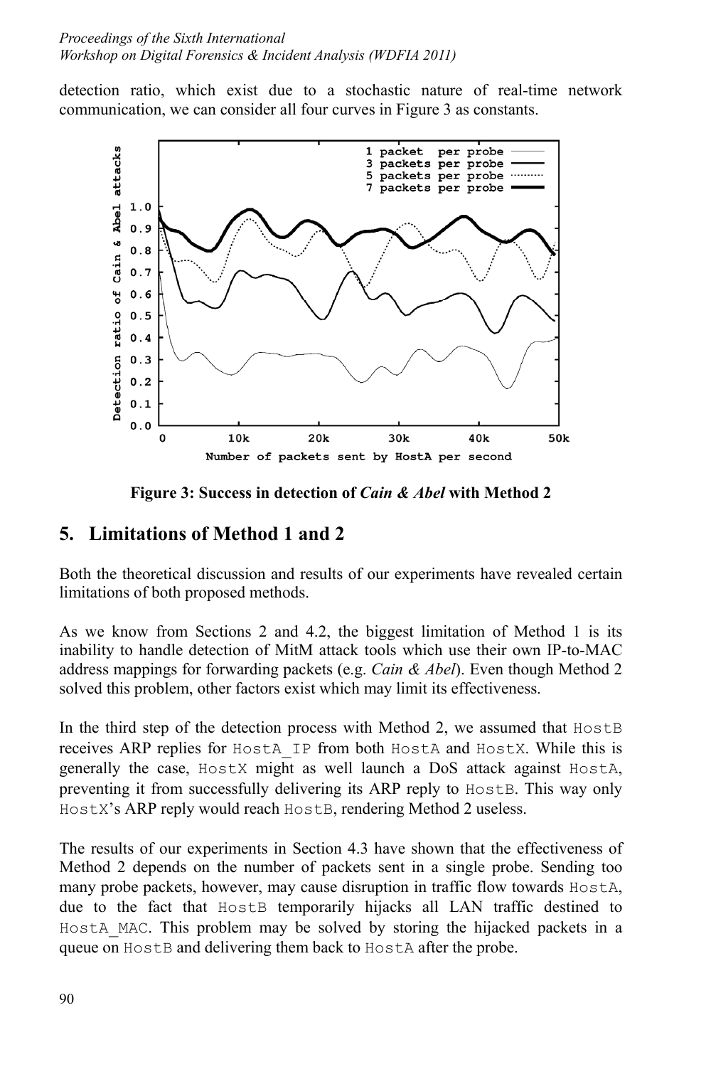detection ratio, which exist due to a stochastic nature of real-time network communication, we can consider all four curves in Figure 3 as constants.

**Figure 3: Success in detection of *Cain & Abel* with Method 2**

## 5. Limitations of Method 1 and 2

Both the theoretical discussion and results of our experiments have revealed certain limitations of both proposed methods.

As we know from Sections 2 and 4.2, the biggest limitation of Method 1 is its inability to handle detection of MitM attack tools which use their own IP-to-MAC address mappings for forwarding packets (e.g. *Cain & Abel*). Even though Method 2 solved this problem, other factors exist which may limit its effectiveness.

In the third step of the detection process with Method 2, we assumed that `HostB` receives ARP replies for `HostA_IP` from both `HostA` and `HostX`. While this is generally the case, `HostX` might as well launch a DoS attack against `HostA`, preventing it from successfully delivering its ARP reply to `HostB`. This way only `HostX`'s ARP reply would reach `HostB`, rendering Method 2 useless.

The results of our experiments in Section 4.3 have shown that the effectiveness of Method 2 depends on the number of packets sent in a single probe. Sending too many probe packets, however, may cause disruption in traffic flow towards `HostA`, due to the fact that `HostB` temporarily hijacks all LAN traffic destined to `HostA_MAC`. This problem may be solved by storing the hijacked packets in a queue on `HostB` and delivering them back to `HostA` after the probe.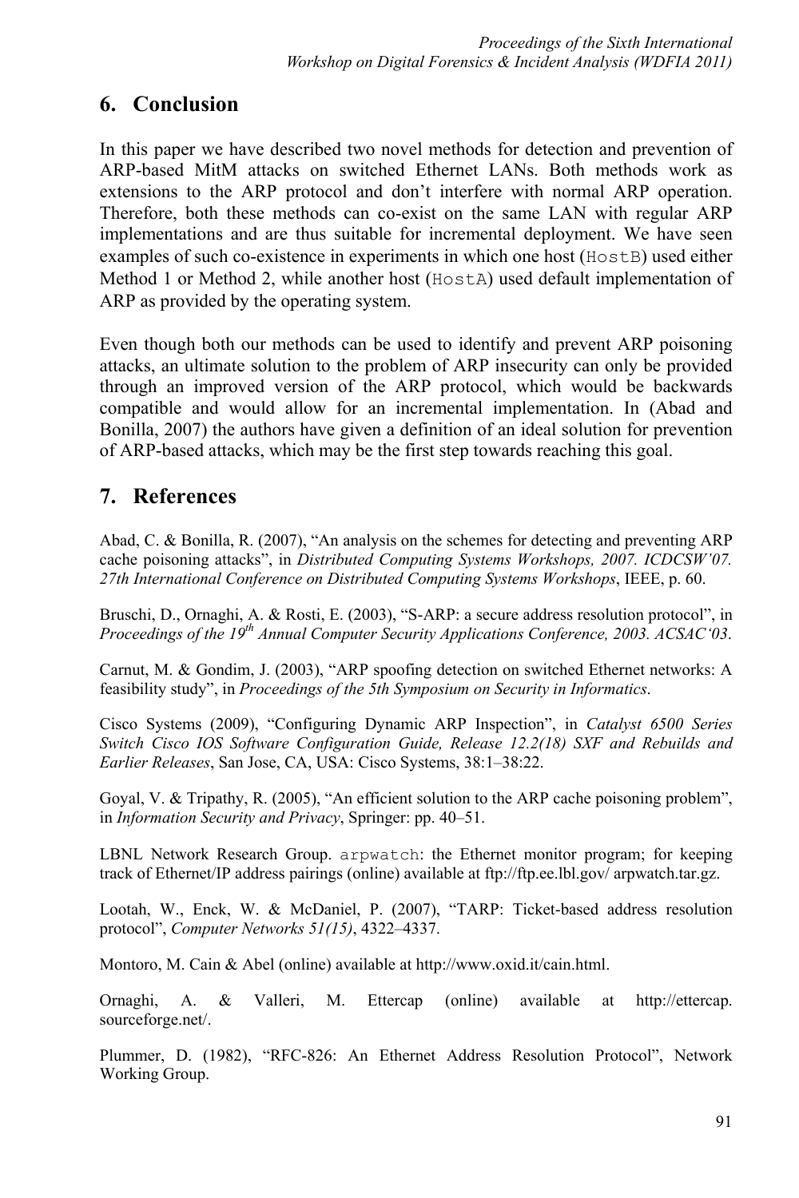## 6. Conclusion

In this paper we have described two novel methods for detection and prevention of ARP-based MitM attacks on switched Ethernet LANs. Both methods work as extensions to the ARP protocol and don't interfere with normal ARP operation. Therefore, both these methods can co-exist on the same LAN with regular ARP implementations and are thus suitable for incremental deployment. We have seen examples of such co-existence in experiments in which one host (`HostB`) used either Method 1 or Method 2, while another host (`HostA`) used default implementation of ARP as provided by the operating system.

Even though both our methods can be used to identify and prevent ARP poisoning attacks, an ultimate solution to the problem of ARP insecurity can only be provided through an improved version of the ARP protocol, which would be backwards compatible and would allow for an incremental implementation. In (Abad and Bonilla, 2007) the authors have given a definition of an ideal solution for prevention of ARP-based attacks, which may be the first step towards reaching this goal.

## 7. References

Abad, C. & Bonilla, R. (2007), "An analysis on the schemes for detecting and preventing ARP cache poisoning attacks", in *Distributed Computing Systems Workshops, 2007. ICDCSW'07. 27th International Conference on Distributed Computing Systems Workshops*, IEEE, p. 60.

Bruschi, D., Ornaghi, A. & Rosti, E. (2003), "S-ARP: a secure address resolution protocol", in *Proceedings of the 19th Annual Computer Security Applications Conference, 2003. ACSAC'03*.

Carnut, M. & Gondim, J. (2003), "ARP spoofing detection on switched Ethernet networks: A feasibility study", in *Proceedings of the 5th Symposium on Security in Informatics*.

Cisco Systems (2009), "Configuring Dynamic ARP Inspection", in *Catalyst 6500 Series Switch Cisco IOS Software Configuration Guide, Release 12.2(18) SXF and Rebuilds and Earlier Releases*, San Jose, CA, USA: Cisco Systems, 38:1–38:22.

Goyal, V. & Tripathy, R. (2005), "An efficient solution to the ARP cache poisoning problem", in *Information Security and Privacy*, Springer: pp. 40–51.

LBNL Network Research Group. `arpwatch`: the Ethernet monitor program; for keeping track of Ethernet/IP address pairings (online) available at ftp://ftp.ee.lbl.gov/ arpwatch.tar.gz.

Lootah, W., Enck, W. & McDaniel, P. (2007), "TARP: Ticket-based address resolution protocol", *Computer Networks 51(15)*, 4322–4337.

Montoro, M. Cain & Abel (online) available at http://www.oxid.it/cain.html.

Ornaghi, A. & Valleri, M. Ettercap (online) available at http://ettercap. sourceforge.net/.

Plummer, D. (1982), "RFC-826: An Ethernet Address Resolution Protocol", Network Working Group.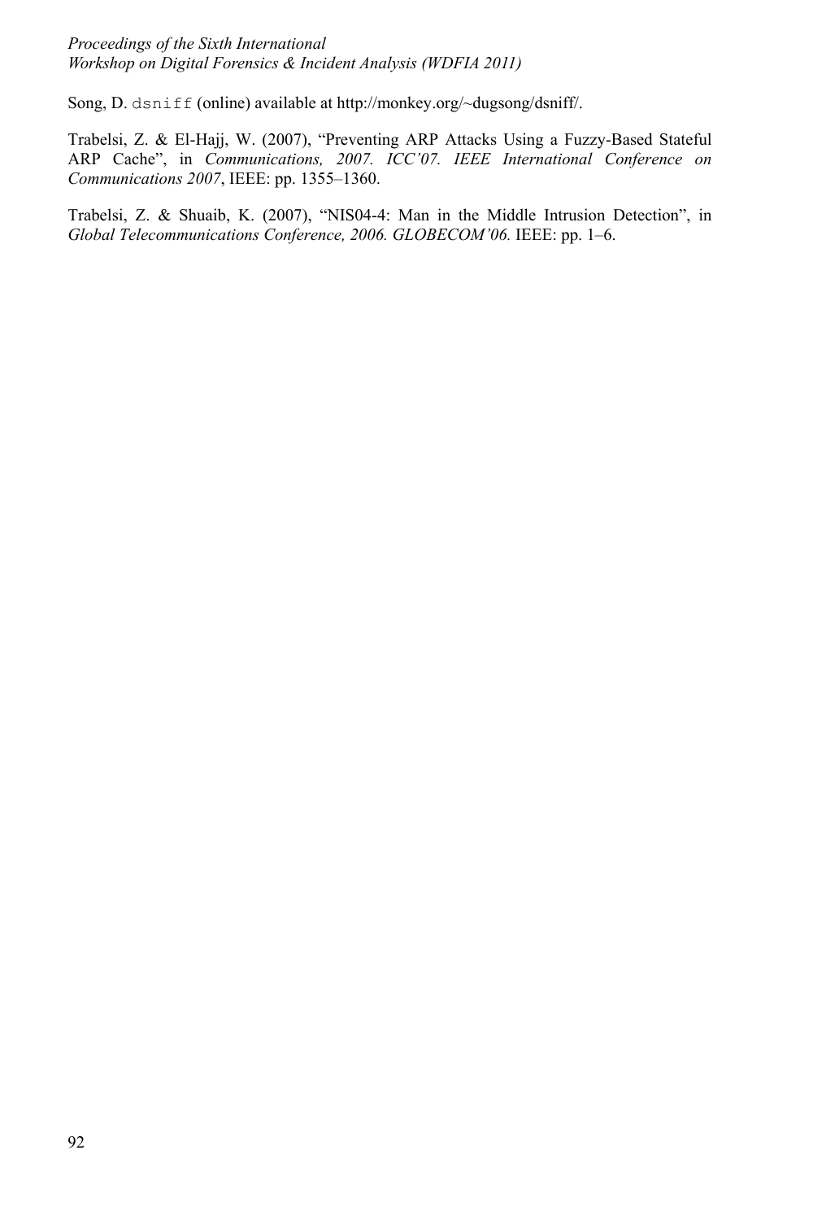Song, D. `dsniff` (online) available at http://monkey.org/~dugsong/dsniff/.

Trabelsi, Z. & El-Hajj, W. (2007), "Preventing ARP Attacks Using a Fuzzy-Based Stateful ARP Cache", in *Communications, 2007. ICC'07. IEEE International Conference on Communications 2007*, IEEE: pp. 1355–1360.

Trabelsi, Z. & Shuaib, K. (2007), "NIS04-4: Man in the Middle Intrusion Detection", in *Global Telecommunications Conference, 2006. GLOBECOM'06.* IEEE: pp. 1–6.